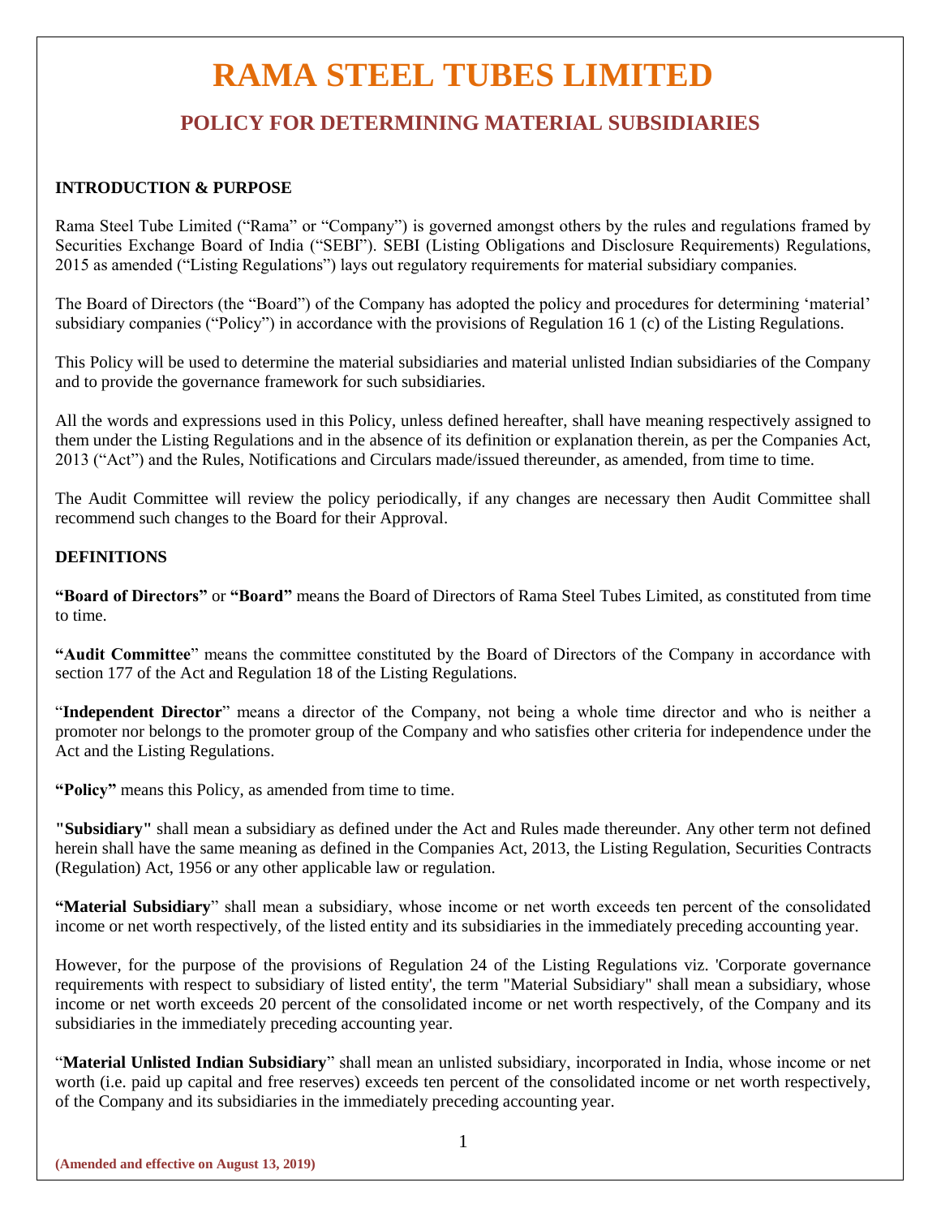# RAMA STEEL TUBES LIMITED

## POLICY FOR DETERMINING MATERIAL SUBSIDIARIES

### INTRODUCTION & PURPOSE

Rama Steel Tube Limited ("Rama" or "Company") is governed amongst others by the rules and regulations framed by Securities Exchange Board of India ("SEBI"). SEBI (Listing Obligations and Disclosure Requirements) Regulations, 2015 as amended ("Listing Regulations") lays out regulatory requirements for material subsidiary companies.

The Board of Directors (the "Board") of the Company has adopted the policy and procedures for determining 'material' subsidiary companies ("Policy") in accordance with the provisions of Regulation 16 1 (c) of the Listing Regulations.

This Policy will be used to determine the material subsidiaries and material unlisted Indian subsidiaries of the Company and to provide the governance framework for such subsidiaries.

All the words and expressions used in this Policy, unless defined hereafter, shall have meaning respectively assigned to them under the Listing Regulations and in the absence of its definition or explanation therein, as per the Companies Act, 2013 ("Act") and the Rules, Notifications and Circulars made/issued thereunder, as amended, from time to time.

The Audit Committee will review the policy periodically, if any changes are necessary then Audit Committee shall recommend such changes to the Board for their Approval.

### DEFINITIONS

**"Board of Directors"** or **"Board"** means the Board of Directors of Rama Steel Tubes Limited, as constituted from time to time.

**"Audit Committee"** means the committee constituted by the Board of Directors of the Company in accordance with section 177 of the Act and Regulation 18 of the Listing Regulations.

"**Independent Director**" means a director of the Company, not being a whole time director and who is neither a promoter nor belongs to the promoter group of the Company and who satisfies other criteria for independence under the Act and the Listing Regulations.

**"Policy"** means this Policy, as amended from time to time.

**"Subsidiary"** shall mean a subsidiary as defined under the Act and Rules made thereunder. Any other term not defined herein shall have the same meaning as defined in the Companies Act, 2013, the Listing Regulation, Securities Contracts (Regulation) Act, 1956 or any other applicable law or regulation.

**"Material Subsidiary"** shall mean a subsidiary, whose income or net worth exceeds ten percent of the consolidated income or net worth respectively, of the listed entity and its subsidiaries in the immediately preceding accounting year.

However, for the purpose of the provisions of Regulation 24 of the Listing Regulations viz. 'Corporate governance requirements with respect to subsidiary of listed entity', the term "Material Subsidiary" shall mean a subsidiary, whose income or net worth exceeds 20 percent of the consolidated income or net worth respectively, of the Company and its subsidiaries in the immediately preceding accounting year.

"**Material Unlisted Indian Subsidiary**" shall mean an unlisted subsidiary, incorporated in India, whose income or net worth (i.e. paid up capital and free reserves) exceeds ten percent of the consolidated income or net worth respectively, of the Company and its subsidiaries in the immediately preceding accounting year.

(Amended and effective on August 13, 2019)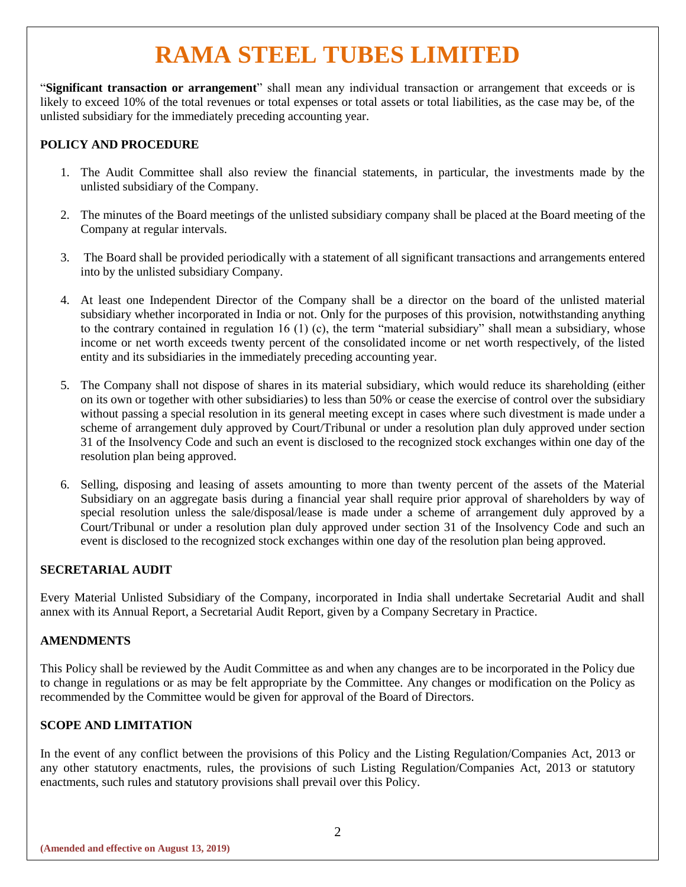# RAMA STEEL TUBES LIMITED

"**Significant transaction or arrangement**" shall mean any individual transaction or arrangement that exceeds or is likely to exceed 10% of the total revenues or total expenses or total assets or total liabilities, as the case may be, of the unlisted subsidiary for the immediately preceding accounting year.

## POLICY AND PROCEDURE

1. The Audit Committee shall also review the financial statements, in particular, the investments made by the unlisted subsidiary of the Company.

2. The minutes of the Board meetings of the unlisted subsidiary company shall be placed at the Board meeting of the Company at regular intervals.

3. The Board shall be provided periodically with a statement of all significant transactions and arrangements entered into by the unlisted subsidiary Company.

4. At least one Independent Director of the Company shall be a director on the board of the unlisted material subsidiary whether incorporated in India or not. Only for the purposes of this provision, notwithstanding anything to the contrary contained in regulation 16 (1) (c), the term "material subsidiary" shall mean a subsidiary, whose income or net worth exceeds twenty percent of the consolidated income or net worth respectively, of the listed entity and its subsidiaries in the immediately preceding accounting year.

5. The Company shall not dispose of shares in its material subsidiary, which would reduce its shareholding (either on its own or together with other subsidiaries) to less than 50% or cease the exercise of control over the subsidiary without passing a special resolution in its general meeting except in cases where such divestment is made under a scheme of arrangement duly approved by Court/Tribunal or under a resolution plan duly approved under section 31 of the Insolvency Code and such an event is disclosed to the recognized stock exchanges within one day of the resolution plan being approved.

6. Selling, disposing and leasing of assets amounting to more than twenty percent of the assets of the Material Subsidiary on an aggregate basis during a financial year shall require prior approval of shareholders by way of special resolution unless the sale/disposal/lease is made under a scheme of arrangement duly approved by a Court/Tribunal or under a resolution plan duly approved under section 31 of the Insolvency Code and such an event is disclosed to the recognized stock exchanges within one day of the resolution plan being approved.

## SECRETARIAL AUDIT

Every Material Unlisted Subsidiary of the Company, incorporated in India shall undertake Secretarial Audit and shall annex with its Annual Report, a Secretarial Audit Report, given by a Company Secretary in Practice.

## AMENDMENTS

This Policy shall be reviewed by the Audit Committee as and when any changes are to be incorporated in the Policy due to change in regulations or as may be felt appropriate by the Committee. Any changes or modification on the Policy as recommended by the Committee would be given for approval of the Board of Directors.

## SCOPE AND LIMITATION

In the event of any conflict between the provisions of this Policy and the Listing Regulation/Companies Act, 2013 or any other statutory enactments, rules, the provisions of such Listing Regulation/Companies Act, 2013 or statutory enactments, such rules and statutory provisions shall prevail over this Policy.

**(Amended and effective on August 13, 2019)**